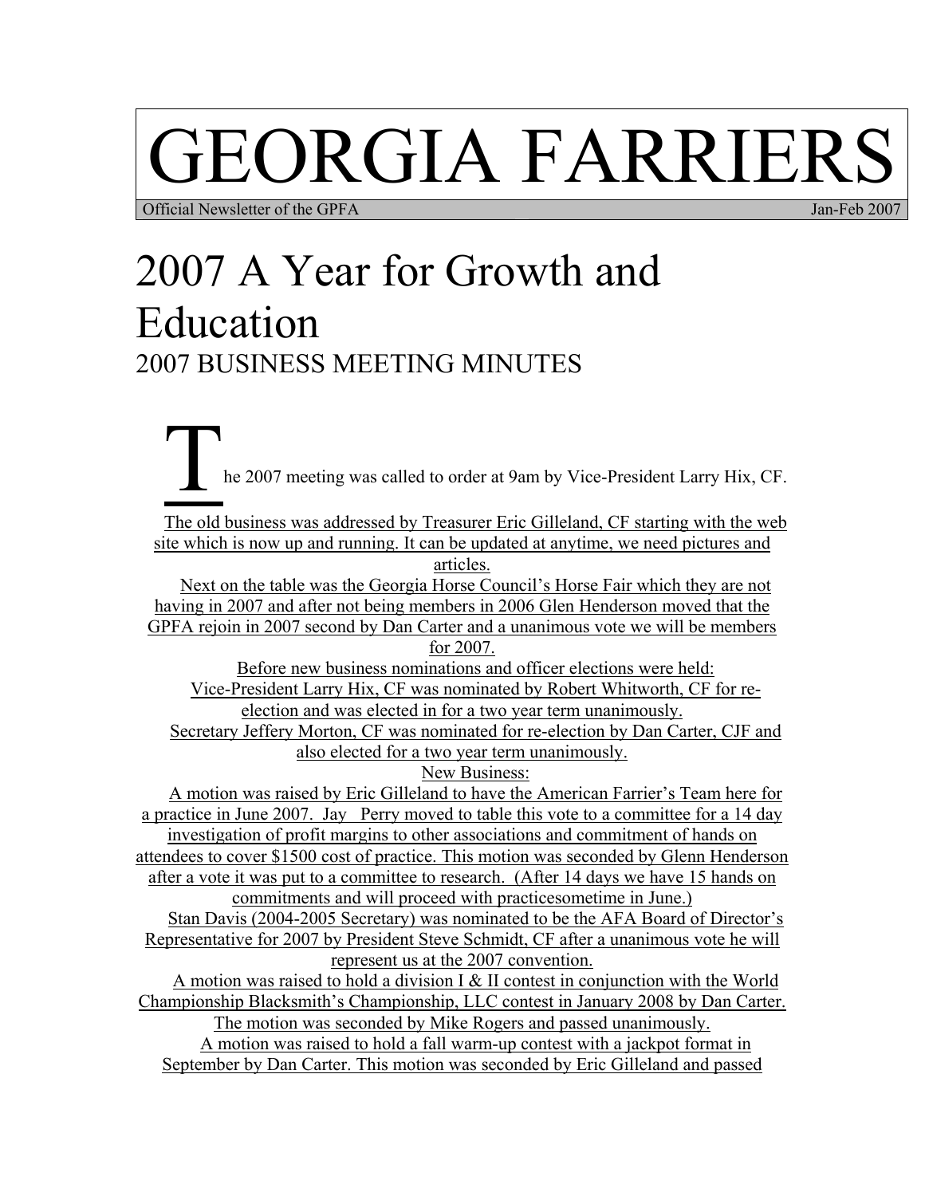# GEORGIA FARRIERS

Official Newsletter of the GPFA Jan-Feb 2007

# 2007 A Year for Growth and Education

## 2007 BUSINESS MEETING MINUTES

The 2007 meeting was called to order at 9am by Vice-President Larry Hix, CF.

The old business was addressed by Treasurer Eric Gilleland, CF starting with the web site which is now up and running. It can be updated at anytime, we need pictures and articles.

Next on the table was the Georgia Horse Council's Horse Fair which they are not having in 2007 and after not being members in 2006 Glen Henderson moved that the GPFA rejoin in 2007 second by Dan Carter and a unanimous vote we will be members for 2007.

Before new business nominations and officer elections were held:

Vice-President Larry Hix, CF was nominated by Robert Whitworth, CF for re-election and was elected in for a two year term unanimously.

Secretary Jeffery Morton, CF was nominated for re-election by Dan Carter, CJF and also elected for a two year term unanimously.

New Business:

A motion was raised by Eric Gilleland to have the American Farrier's Team here for a practice in June 2007. Jay Perry moved to table this vote to a committee for a 14 day investigation of profit margins to other associations and commitment of hands on attendees to cover $1500 cost of practice. This motion was seconded by Glenn Henderson after a vote it was put to a committee to research. (After 14 days we have 15 hands on commitments and will proceed with practicesometime in June.)

Stan Davis (2004-2005 Secretary) was nominated to be the AFA Board of Director's Representative for 2007 by President Steve Schmidt, CF after a unanimous vote he will represent us at the 2007 convention.

A motion was raised to hold a division I & II contest in conjunction with the World Championship Blacksmith's Championship, LLC contest in January 2008 by Dan Carter. The motion was seconded by Mike Rogers and passed unanimously.

A motion was raised to hold a fall warm-up contest with a jackpot format in September by Dan Carter. This motion was seconded by Eric Gilleland and passed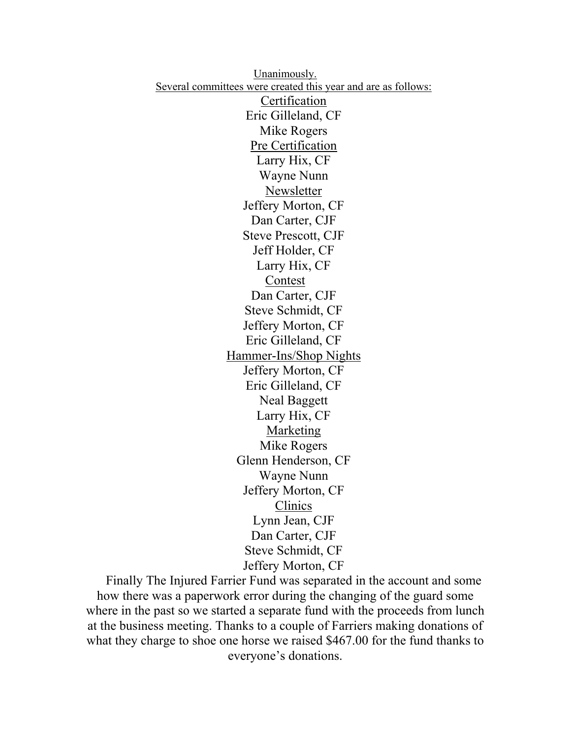Unanimously.

Several committees were created this year and are as follows:

Certification

Eric Gilleland, CF

Mike Rogers

Pre Certification

Larry Hix, CF

Wayne Nunn

Newsletter

Jeffery Morton, CF

Dan Carter, CJF

Steve Prescott, CJF

Jeff Holder, CF

Larry Hix, CF

Contest

Dan Carter, CJF

Steve Schmidt, CF

Jeffery Morton, CF

Eric Gilleland, CF

Hammer-Ins/Shop Nights

Jeffery Morton, CF

Eric Gilleland, CF

Neal Baggett

Larry Hix, CF

Marketing

Mike Rogers

Glenn Henderson, CF

Wayne Nunn

Jeffery Morton, CF

Clinics

Lynn Jean, CJF

Dan Carter, CJF

Steve Schmidt, CF

Jeffery Morton, CF

Finally The Injured Farrier Fund was separated in the account and some how there was a paperwork error during the changing of the guard some where in the past so we started a separate fund with the proceeds from lunch at the business meeting. Thanks to a couple of Farriers making donations of what they charge to shoe one horse we raised $467.00 for the fund thanks to everyone's donations.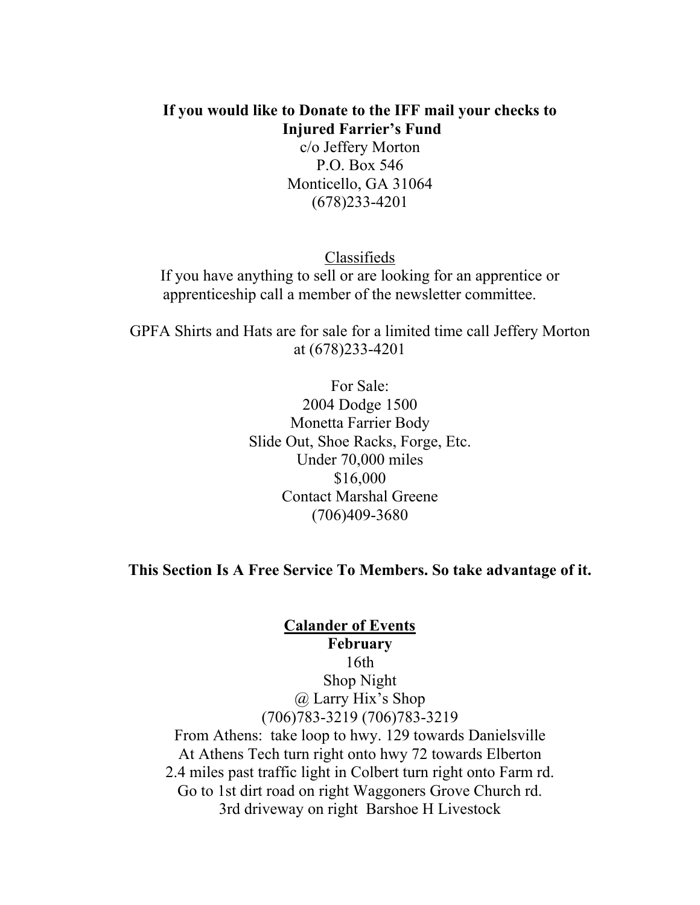**If you would like to Donate to the IFF mail your checks to**
**Injured Farrier's Fund**
c/o Jeffery Morton
P.O. Box 546
Monticello, GA 31064
(678)233-4201

Classifieds

If you have anything to sell or are looking for an apprentice or apprenticeship call a member of the newsletter committee.

GPFA Shirts and Hats are for sale for a limited time call Jeffery Morton at (678)233-4201

For Sale:
2004 Dodge 1500
Monetta Farrier Body
Slide Out, Shoe Racks, Forge, Etc.
Under 70,000 miles
$16,000
Contact Marshal Greene
(706)409-3680

**This Section Is A Free Service To Members. So take advantage of it.**

## Calander of Events

**February**

16th
Shop Night
@ Larry Hix's Shop
(706)783-3219 (706)783-3219
From Athens: take loop to hwy. 129 towards Danielsville
At Athens Tech turn right onto hwy 72 towards Elberton
2.4 miles past traffic light in Colbert turn right onto Farm rd.
Go to 1st dirt road on right Waggoners Grove Church rd.
3rd driveway on right Barshoe H Livestock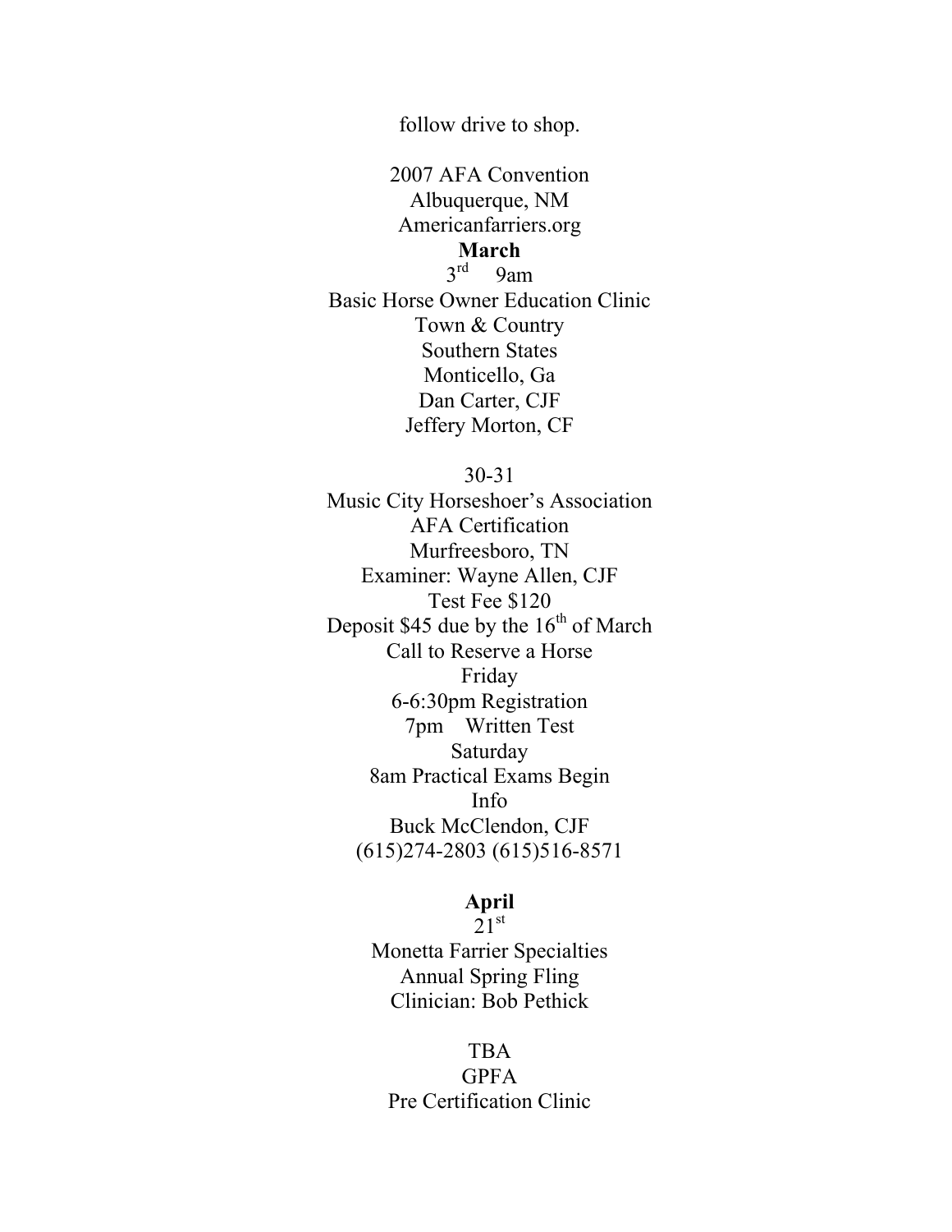follow drive to shop.

2007 AFA Convention
Albuquerque, NM
Americanfarriers.org

**March**

3rd 9am
Basic Horse Owner Education Clinic
Town & Country
Southern States
Monticello, Ga
Dan Carter, CJF
Jeffery Morton, CF

30-31
Music City Horseshoer's Association
AFA Certification
Murfreesboro, TN
Examiner: Wayne Allen, CJF
Test Fee $120
Deposit $45 due by the 16th of March
Call to Reserve a Horse
Friday
6-6:30pm Registration
7pm Written Test
Saturday
8am Practical Exams Begin
Info
Buck McClendon, CJF
(615)274-2803 (615)516-8571

**April**

21st
Monetta Farrier Specialties
Annual Spring Fling
Clinician: Bob Pethick

TBA
GPFA
Pre Certification Clinic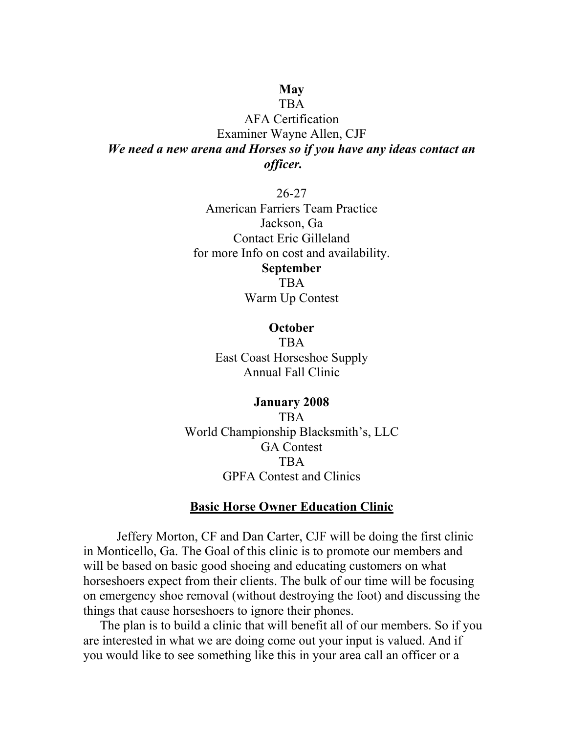**May**

TBA

AFA Certification

Examiner Wayne Allen, CJF

***We need a new arena and Horses so if you have any ideas contact an officer.***

26-27

American Farriers Team Practice

Jackson, Ga

Contact Eric Gilleland

for more Info on cost and availability.

**September**

TBA

Warm Up Contest

**October**

TBA

East Coast Horseshoe Supply

Annual Fall Clinic

**January 2008**

TBA

World Championship Blacksmith's, LLC

GA Contest

TBA

GPFA Contest and Clinics

## Basic Horse Owner Education Clinic

Jeffery Morton, CF and Dan Carter, CJF will be doing the first clinic in Monticello, Ga. The Goal of this clinic is to promote our members and will be based on basic good shoeing and educating customers on what horseshoers expect from their clients. The bulk of our time will be focusing on emergency shoe removal (without destroying the foot) and discussing the things that cause horseshoers to ignore their phones.

The plan is to build a clinic that will benefit all of our members. So if you are interested in what we are doing come out your input is valued. And if you would like to see something like this in your area call an officer or a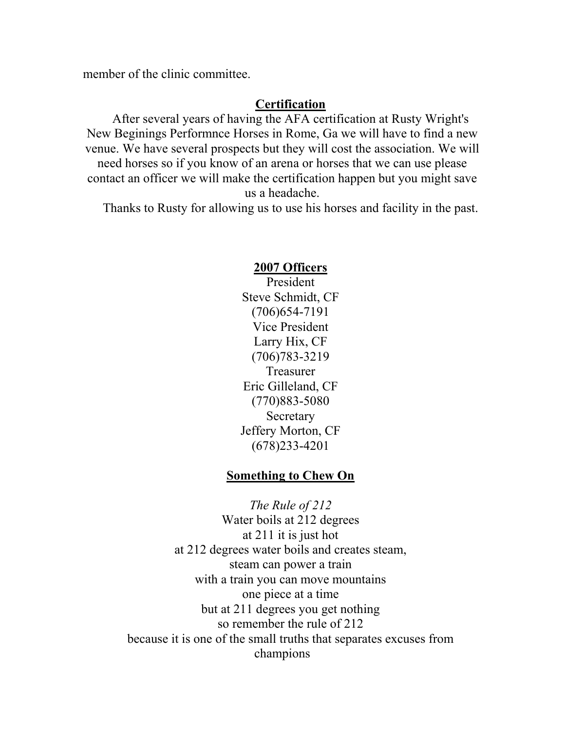member of the clinic committee.

## Certification

After several years of having the AFA certification at Rusty Wright's New Beginings Performnce Horses in Rome, Ga we will have to find a new venue. We have several prospects but they will cost the association. We will need horses so if you know of an arena or horses that we can use please contact an officer we will make the certification happen but you might save us a headache.

Thanks to Rusty for allowing us to use his horses and facility in the past.

## 2007 Officers

President
Steve Schmidt, CF
(706)654-7191

Vice President
Larry Hix, CF
(706)783-3219

Treasurer
Eric Gilleland, CF
(770)883-5080

Secretary
Jeffery Morton, CF
(678)233-4201

## Something to Chew On

*The Rule of 212*

Water boils at 212 degrees
at 211 it is just hot
at 212 degrees water boils and creates steam,
steam can power a train
with a train you can move mountains
one piece at a time
but at 211 degrees you get nothing
so remember the rule of 212
because it is one of the small truths that separates excuses from champions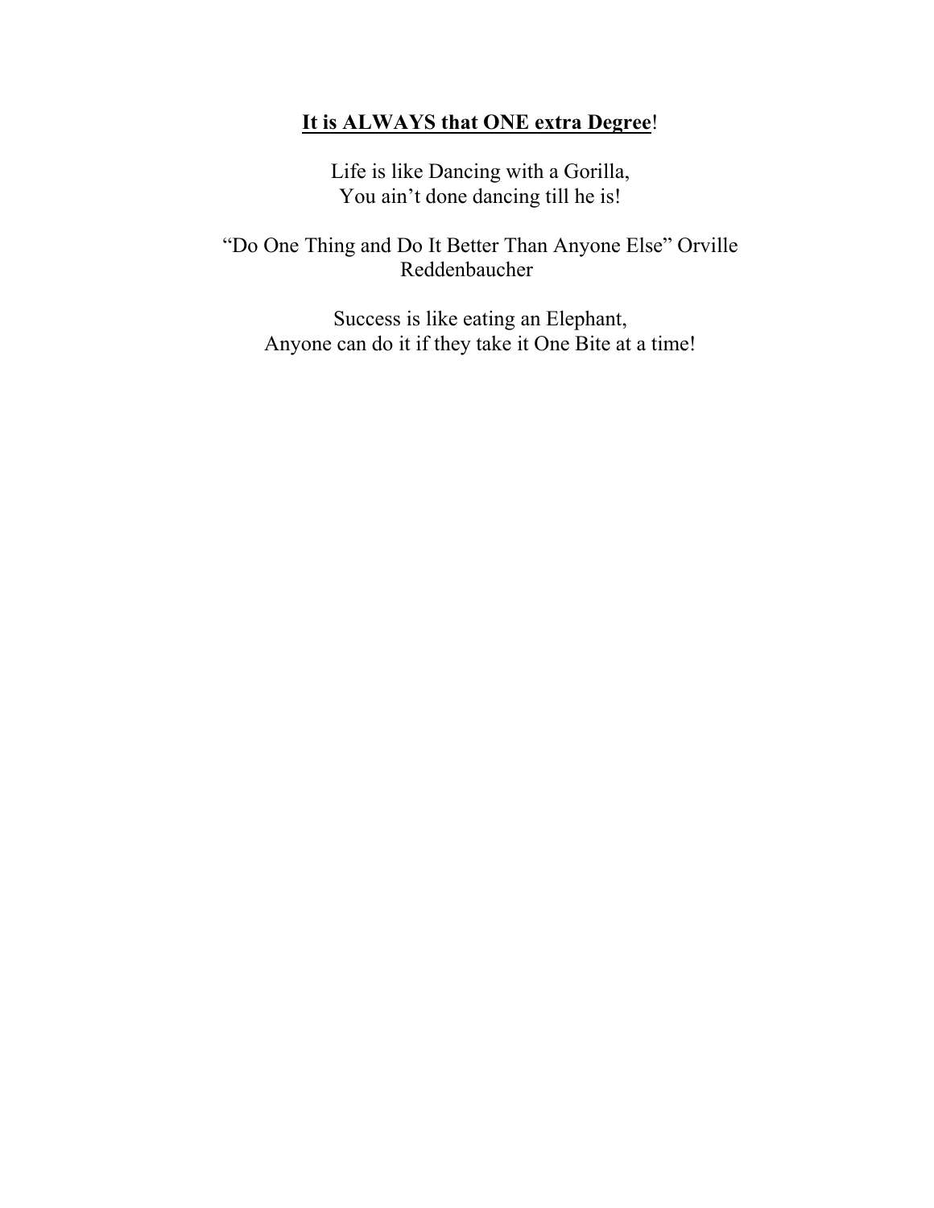**<u>It is ALWAYS that ONE extra Degree</u>!**

Life is like Dancing with a Gorilla,
You ain't done dancing till he is!

"Do One Thing and Do It Better Than Anyone Else" Orville Reddenbaucher

Success is like eating an Elephant,
Anyone can do it if they take it One Bite at a time!